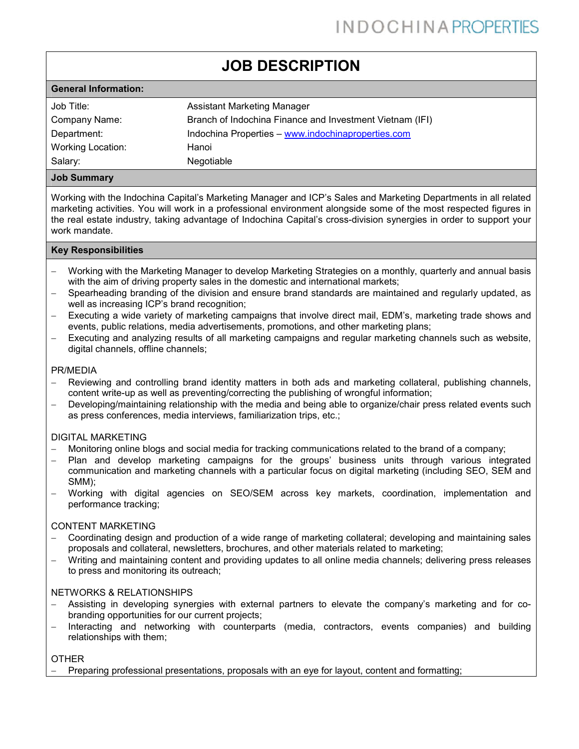# JOB DESCRIPTION

## General Information:

| | |
|---|---|
| Job Title: | Assistant Marketing Manager |
| Company Name: | Branch of Indochina Finance and Investment Vietnam (IFI) |
| Department: | Indochina Properties – www.indochinaproperties.com |
| Working Location: | Hanoi |
| Salary: | Negotiable |

## Job Summary

Working with the Indochina Capital's Marketing Manager and ICP's Sales and Marketing Departments in all related marketing activities. You will work in a professional environment alongside some of the most respected figures in the real estate industry, taking advantage of Indochina Capital's cross-division synergies in order to support your work mandate.

## Key Responsibilities

- Working with the Marketing Manager to develop Marketing Strategies on a monthly, quarterly and annual basis with the aim of driving property sales in the domestic and international markets;
- Spearheading branding of the division and ensure brand standards are maintained and regularly updated, as well as increasing ICP's brand recognition;
- Executing a wide variety of marketing campaigns that involve direct mail, EDM's, marketing trade shows and events, public relations, media advertisements, promotions, and other marketing plans;
- Executing and analyzing results of all marketing campaigns and regular marketing channels such as website, digital channels, offline channels;

PR/MEDIA

- Reviewing and controlling brand identity matters in both ads and marketing collateral, publishing channels, content write-up as well as preventing/correcting the publishing of wrongful information;
- Developing/maintaining relationship with the media and being able to organize/chair press related events such as press conferences, media interviews, familiarization trips, etc.;

DIGITAL MARKETING

- Monitoring online blogs and social media for tracking communications related to the brand of a company;
- Plan and develop marketing campaigns for the groups' business units through various integrated communication and marketing channels with a particular focus on digital marketing (including SEO, SEM and SMM);
- Working with digital agencies on SEO/SEM across key markets, coordination, implementation and performance tracking;

CONTENT MARKETING

- Coordinating design and production of a wide range of marketing collateral; developing and maintaining sales proposals and collateral, newsletters, brochures, and other materials related to marketing;
- Writing and maintaining content and providing updates to all online media channels; delivering press releases to press and monitoring its outreach;

NETWORKS & RELATIONSHIPS

- Assisting in developing synergies with external partners to elevate the company's marketing and for co-branding opportunities for our current projects;
- Interacting and networking with counterparts (media, contractors, events companies) and building relationships with them;

OTHER

- Preparing professional presentations, proposals with an eye for layout, content and formatting;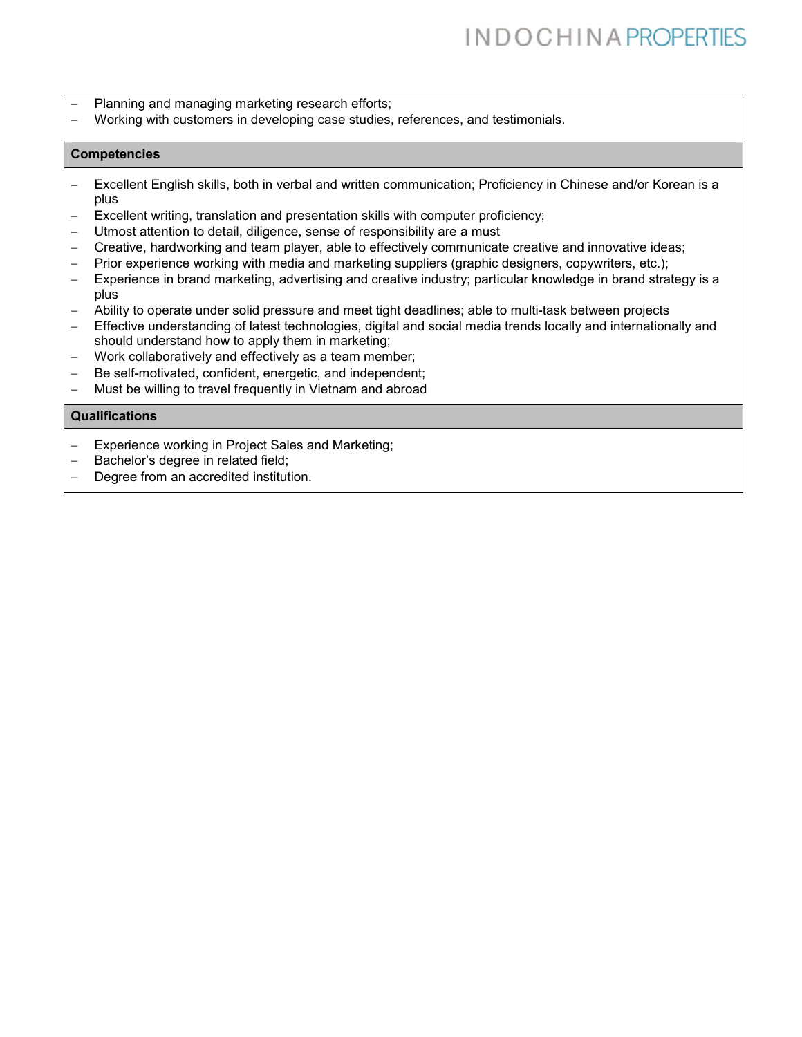- Planning and managing marketing research efforts;
- Working with customers in developing case studies, references, and testimonials.

## Competencies

- Excellent English skills, both in verbal and written communication; Proficiency in Chinese and/or Korean is a plus
- Excellent writing, translation and presentation skills with computer proficiency;
- Utmost attention to detail, diligence, sense of responsibility are a must
- Creative, hardworking and team player, able to effectively communicate creative and innovative ideas;
- Prior experience working with media and marketing suppliers (graphic designers, copywriters, etc.);
- Experience in brand marketing, advertising and creative industry; particular knowledge in brand strategy is a plus
- Ability to operate under solid pressure and meet tight deadlines; able to multi-task between projects
- Effective understanding of latest technologies, digital and social media trends locally and internationally and should understand how to apply them in marketing;
- Work collaboratively and effectively as a team member;
- Be self-motivated, confident, energetic, and independent;
- Must be willing to travel frequently in Vietnam and abroad

## Qualifications

- Experience working in Project Sales and Marketing;
- Bachelor's degree in related field;
- Degree from an accredited institution.